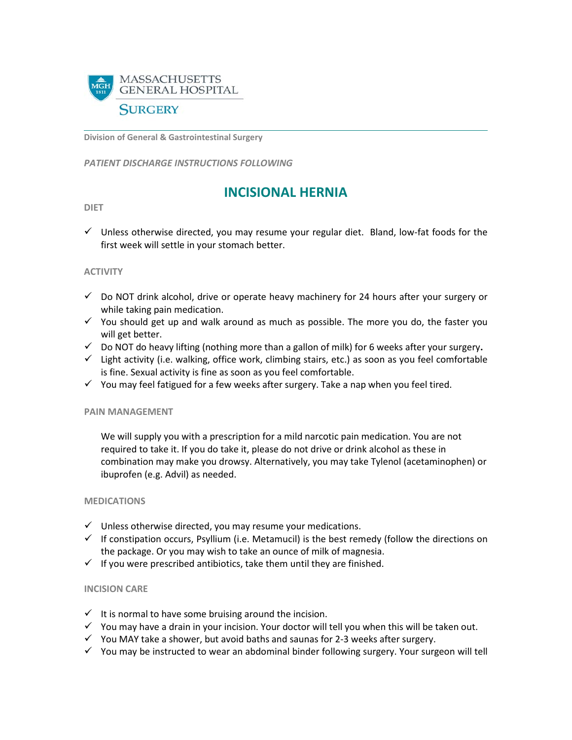MASSACHUSETTS GENERAL HOSPITAL

SURGERY

**Division of General & Gastrointestinal Surgery**

*PATIENT DISCHARGE INSTRUCTIONS FOLLOWING*

# INCISIONAL HERNIA

## DIET

- ✓ Unless otherwise directed, you may resume your regular diet. Bland, low-fat foods for the first week will settle in your stomach better.

## ACTIVITY

- ✓ Do NOT drink alcohol, drive or operate heavy machinery for 24 hours after your surgery or while taking pain medication.
- ✓ You should get up and walk around as much as possible. The more you do, the faster you will get better.
- ✓ Do NOT do heavy lifting (nothing more than a gallon of milk) for 6 weeks after your surgery**.**
- ✓ Light activity (i.e. walking, office work, climbing stairs, etc.) as soon as you feel comfortable is fine. Sexual activity is fine as soon as you feel comfortable.
- ✓ You may feel fatigued for a few weeks after surgery. Take a nap when you feel tired.

## PAIN MANAGEMENT

We will supply you with a prescription for a mild narcotic pain medication. You are not required to take it. If you do take it, please do not drive or drink alcohol as these in combination may make you drowsy. Alternatively, you may take Tylenol (acetaminophen) or ibuprofen (e.g. Advil) as needed.

## MEDICATIONS

- ✓ Unless otherwise directed, you may resume your medications.
- ✓ If constipation occurs, Psyllium (i.e. Metamucil) is the best remedy (follow the directions on the package. Or you may wish to take an ounce of milk of magnesia.
- ✓ If you were prescribed antibiotics, take them until they are finished.

## INCISION CARE

- ✓ It is normal to have some bruising around the incision.
- ✓ You may have a drain in your incision. Your doctor will tell you when this will be taken out.
- ✓ You MAY take a shower, but avoid baths and saunas for 2-3 weeks after surgery.
- ✓ You may be instructed to wear an abdominal binder following surgery. Your surgeon will tell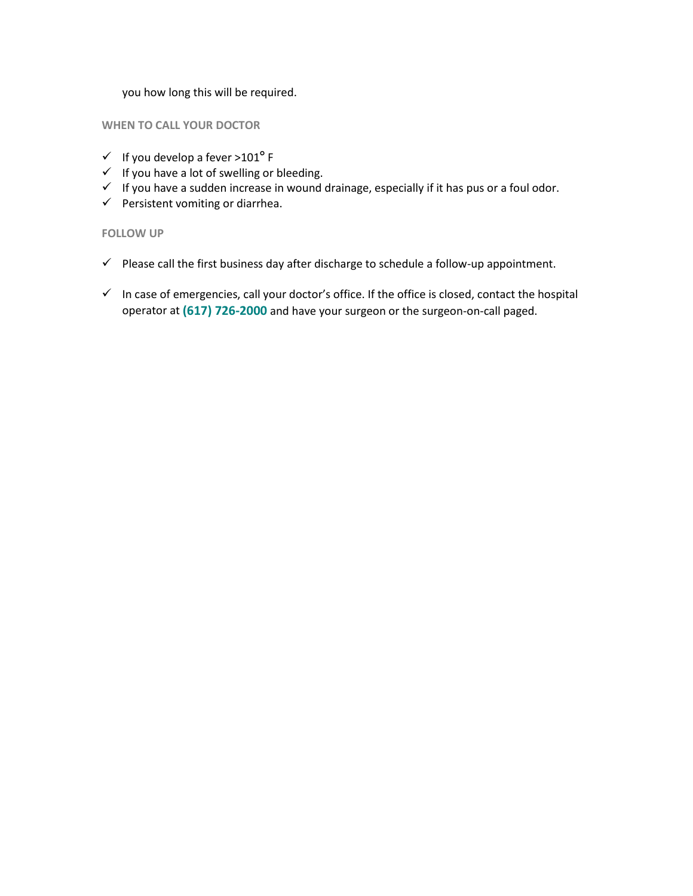you how long this will be required.

## WHEN TO CALL YOUR DOCTOR

- ✓ If you develop a fever >101° F
- ✓ If you have a lot of swelling or bleeding.
- ✓ If you have a sudden increase in wound drainage, especially if it has pus or a foul odor.
- ✓ Persistent vomiting or diarrhea.

## FOLLOW UP

- ✓ Please call the first business day after discharge to schedule a follow-up appointment.

- ✓ In case of emergencies, call your doctor's office. If the office is closed, contact the hospital operator at **(617) 726-2000** and have your surgeon or the surgeon-on-call paged.